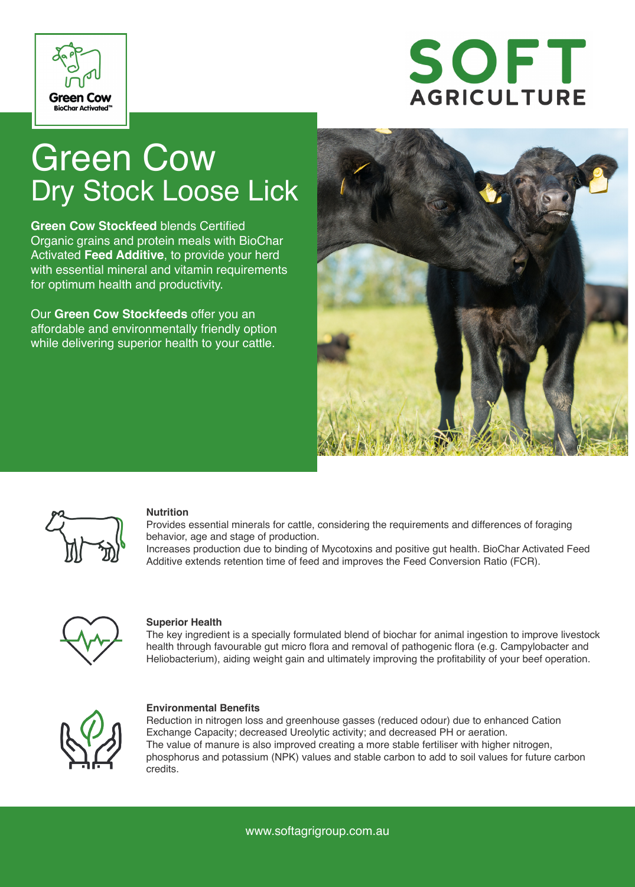Green Cow
BioChar Activated™

SOFT AGRICULTURE

# Green Cow
## Dry Stock Loose Lick

**Green Cow Stockfeed** blends Certified Organic grains and protein meals with BioChar Activated **Feed Additive**, to provide your herd with essential mineral and vitamin requirements for optimum health and productivity.

Our **Green Cow Stockfeeds** offer you an affordable and environmentally friendly option while delivering superior health to your cattle.

**Nutrition**

Provides essential minerals for cattle, considering the requirements and differences of foraging behavior, age and stage of production.
Increases production due to binding of Mycotoxins and positive gut health. BioChar Activated Feed Additive extends retention time of feed and improves the Feed Conversion Ratio (FCR).

**Superior Health**

The key ingredient is a specially formulated blend of biochar for animal ingestion to improve livestock health through favourable gut micro flora and removal of pathogenic flora (e.g. Campylobacter and Heliobacterium), aiding weight gain and ultimately improving the profitability of your beef operation.

**Environmental Benefits**

Reduction in nitrogen loss and greenhouse gasses (reduced odour) due to enhanced Cation Exchange Capacity; decreased Ureolytic activity; and decreased PH or aeration.
The value of manure is also improved creating a more stable fertiliser with higher nitrogen, phosphorus and potassium (NPK) values and stable carbon to add to soil values for future carbon credits.

www.softagrigroup.com.au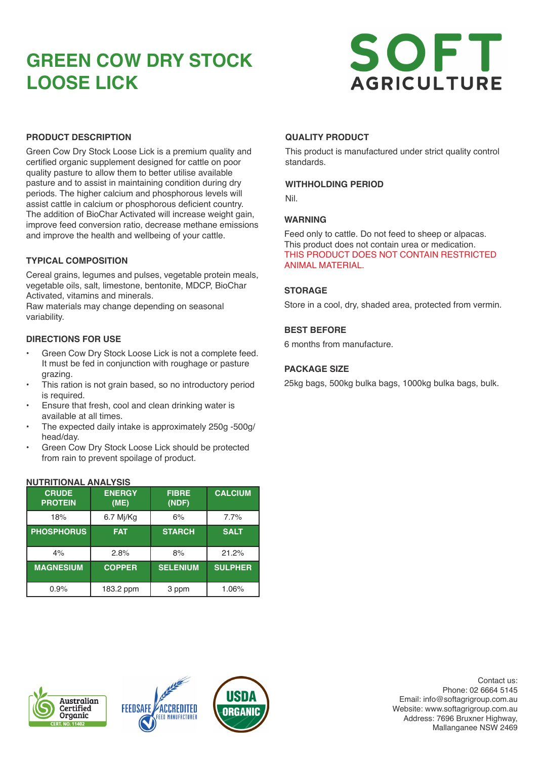# GREEN COW DRY STOCK LOOSE LICK

SOFT AGRICULTURE

## PRODUCT DESCRIPTION

Green Cow Dry Stock Loose Lick is a premium quality and certified organic supplement designed for cattle on poor quality pasture to allow them to better utilise available pasture and to assist in maintaining condition during dry periods. The higher calcium and phosphorous levels will assist cattle in calcium or phosphorous deficient country. The addition of BioChar Activated will increase weight gain, improve feed conversion ratio, decrease methane emissions and improve the health and wellbeing of your cattle.

## TYPICAL COMPOSITION

Cereal grains, legumes and pulses, vegetable protein meals, vegetable oils, salt, limestone, bentonite, MDCP, BioChar Activated, vitamins and minerals.
Raw materials may change depending on seasonal variability.

## DIRECTIONS FOR USE

- Green Cow Dry Stock Loose Lick is not a complete feed. It must be fed in conjunction with roughage or pasture grazing.
- This ration is not grain based, so no introductory period is required.
- Ensure that fresh, cool and clean drinking water is available at all times.
- The expected daily intake is approximately 250g -500g/ head/day.
- Green Cow Dry Stock Loose Lick should be protected from rain to prevent spoilage of product.

## NUTRITIONAL ANALYSIS

| CRUDE PROTEIN | ENERGY (ME) | FIBRE (NDF) | CALCIUM |
|---|---|---|---|
| 18% | 6.7 Mj/Kg | 6% | 7.7% |
| **PHOSPHORUS** | **FAT** | **STARCH** | **SALT** |
| 4% | 2.8% | 8% | 21.2% |
| **MAGNESIUM** | **COPPER** | **SELENIUM** | **SULPHER** |
| 0.9% | 183.2 ppm | 3 ppm | 1.06% |

## QUALITY PRODUCT

This product is manufactured under strict quality control standards.

## WITHHOLDING PERIOD

Nil.

## WARNING

Feed only to cattle. Do not feed to sheep or alpacas.
This product does not contain urea or medication.
THIS PRODUCT DOES NOT CONTAIN RESTRICTED ANIMAL MATERIAL.

## STORAGE

Store in a cool, dry, shaded area, protected from vermin.

## BEST BEFORE

6 months from manufacture.

## PACKAGE SIZE

25kg bags, 500kg bulka bags, 1000kg bulka bags, bulk.

Australian Certified Organic CERT. NO. 11402

FEEDSAFE ACCREDITED FEED MANUFACTURER

USDA ORGANIC

Contact us:
Phone: 02 6664 5145
Email: info@softagrigroup.com.au
Website: www.softagrigroup.com.au
Address: 7696 Bruxner Highway, Mallanganee NSW 2469